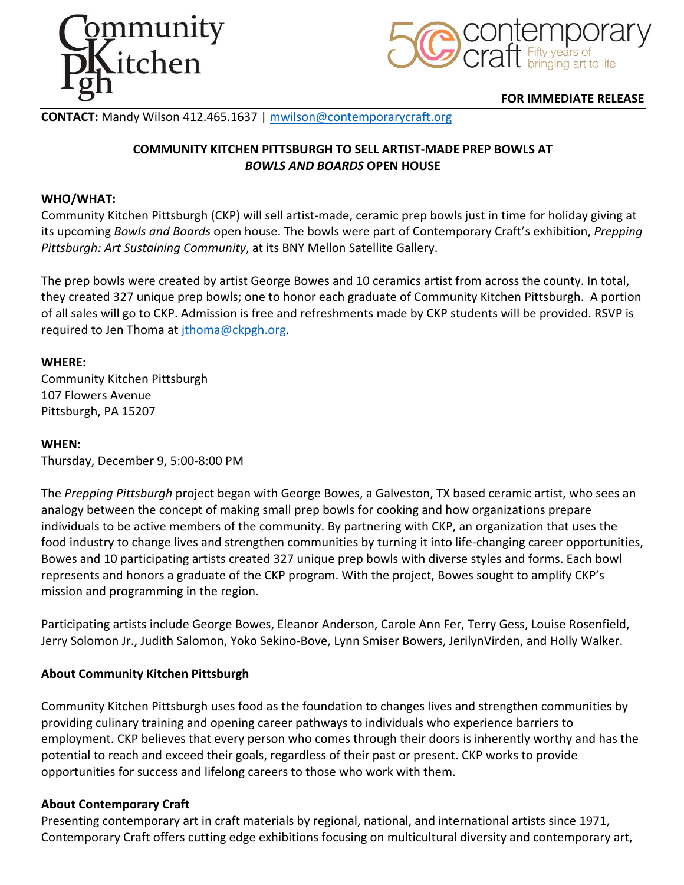Community Kitchen Pgh

50 contemporary craft Fifty years of bringing art to life

**FOR IMMEDIATE RELEASE**

**CONTACT:** Mandy Wilson 412.465.1637 | mwilson@contemporarycraft.org

**COMMUNITY KITCHEN PITTSBURGH TO SELL ARTIST-MADE PREP BOWLS AT *BOWLS AND BOARDS* OPEN HOUSE**

**WHO/WHAT:**

Community Kitchen Pittsburgh (CKP) will sell artist-made, ceramic prep bowls just in time for holiday giving at its upcoming *Bowls and Boards* open house. The bowls were part of Contemporary Craft's exhibition, *Prepping Pittsburgh: Art Sustaining Community*, at its BNY Mellon Satellite Gallery.

The prep bowls were created by artist George Bowes and 10 ceramics artist from across the county. In total, they created 327 unique prep bowls; one to honor each graduate of Community Kitchen Pittsburgh. A portion of all sales will go to CKP. Admission is free and refreshments made by CKP students will be provided. RSVP is required to Jen Thoma at jthoma@ckpgh.org.

**WHERE:**

Community Kitchen Pittsburgh
107 Flowers Avenue
Pittsburgh, PA 15207

**WHEN:**

Thursday, December 9, 5:00-8:00 PM

The *Prepping Pittsburgh* project began with George Bowes, a Galveston, TX based ceramic artist, who sees an analogy between the concept of making small prep bowls for cooking and how organizations prepare individuals to be active members of the community. By partnering with CKP, an organization that uses the food industry to change lives and strengthen communities by turning it into life-changing career opportunities, Bowes and 10 participating artists created 327 unique prep bowls with diverse styles and forms. Each bowl represents and honors a graduate of the CKP program. With the project, Bowes sought to amplify CKP's mission and programming in the region.

Participating artists include George Bowes, Eleanor Anderson, Carole Ann Fer, Terry Gess, Louise Rosenfield, Jerry Solomon Jr., Judith Salomon, Yoko Sekino-Bove, Lynn Smiser Bowers, JerilynVirden, and Holly Walker.

**About Community Kitchen Pittsburgh**

Community Kitchen Pittsburgh uses food as the foundation to changes lives and strengthen communities by providing culinary training and opening career pathways to individuals who experience barriers to employment. CKP believes that every person who comes through their doors is inherently worthy and has the potential to reach and exceed their goals, regardless of their past or present. CKP works to provide opportunities for success and lifelong careers to those who work with them.

**About Contemporary Craft**

Presenting contemporary art in craft materials by regional, national, and international artists since 1971, Contemporary Craft offers cutting edge exhibitions focusing on multicultural diversity and contemporary art,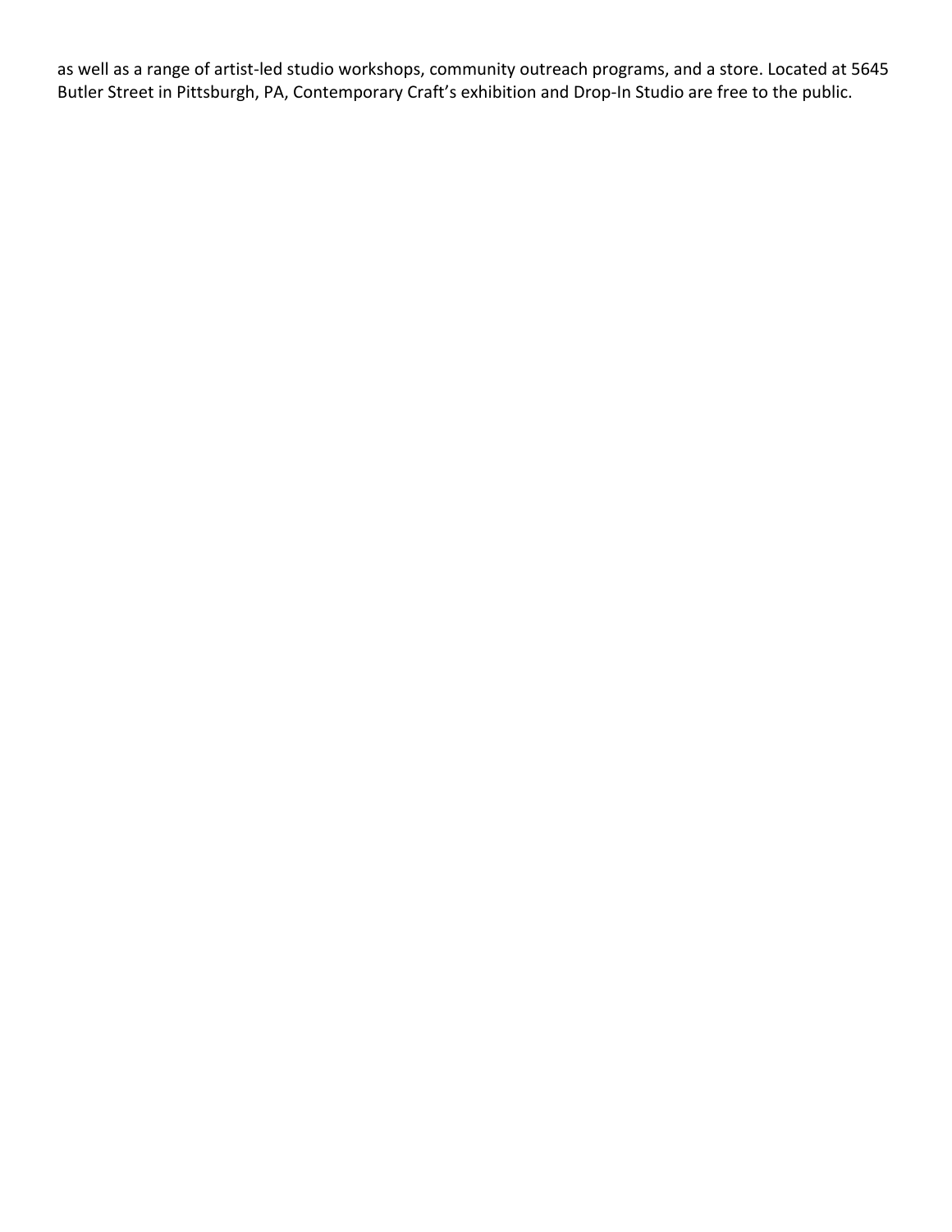as well as a range of artist-led studio workshops, community outreach programs, and a store. Located at 5645 Butler Street in Pittsburgh, PA, Contemporary Craft's exhibition and Drop-In Studio are free to the public.